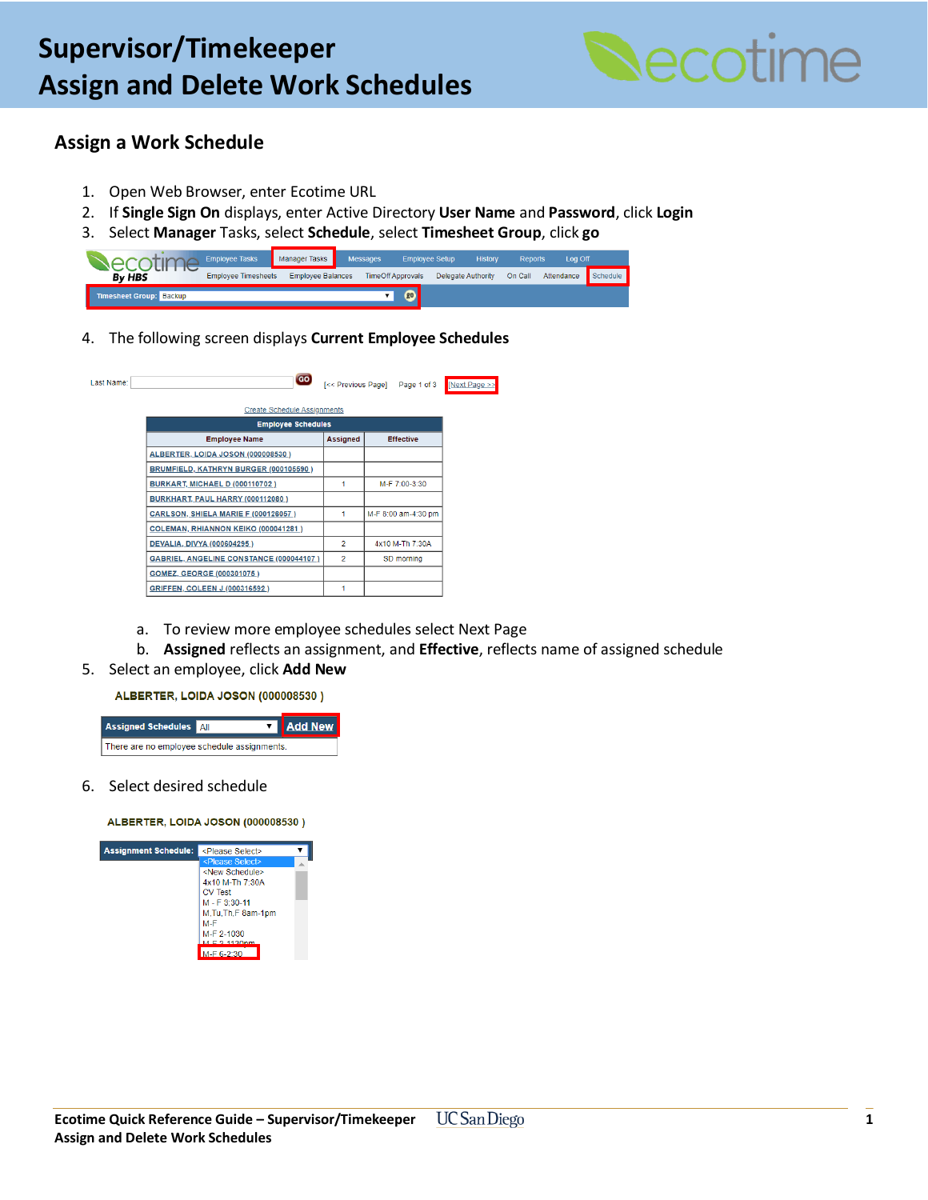# Supervisor/Timekeeper
# Assign and Delete Work Schedules

## Assign a Work Schedule

1. Open Web Browser, enter Ecotime URL
2. If **Single Sign On** displays, enter Active Directory **User Name** and **Password**, click **Login**
3. Select **Manager** Tasks, select **Schedule**, select **Timesheet Group**, click **go**
4. The following screen displays **Current Employee Schedules**
   a. To review more employee schedules select Next Page
   b. **Assigned** reflects an assignment, and **Effective**, reflects name of assigned schedule
5. Select an employee, click **Add New**
6. Select desired schedule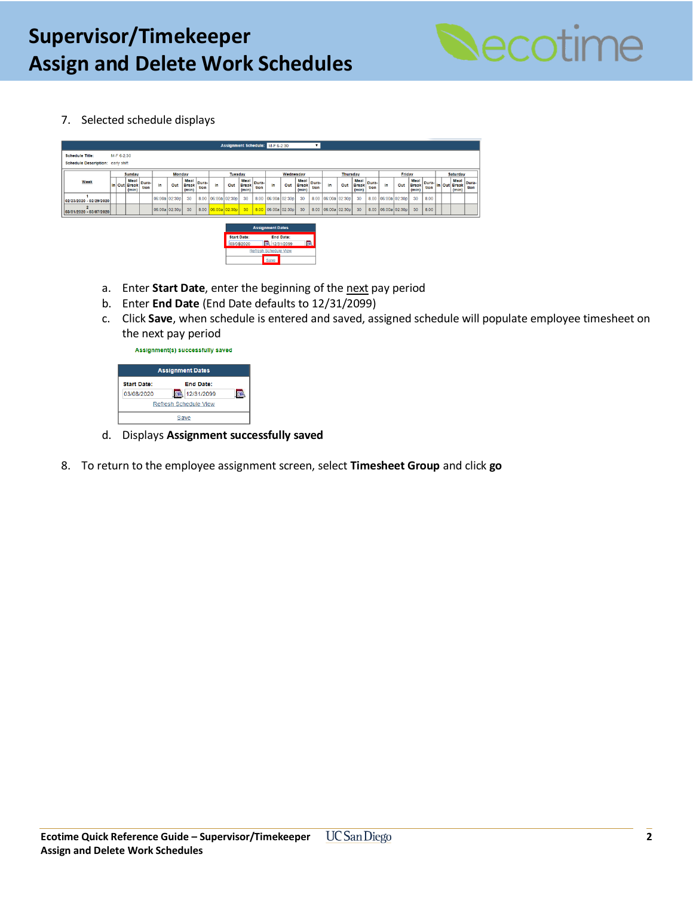7. Selected schedule displays

   a. Enter **Start Date**, enter the beginning of the next pay period
   b. Enter **End Date** (End Date defaults to 12/31/2099)
   c. Click **Save**, when schedule is entered and saved, assigned schedule will populate employee timesheet on the next pay period

   Assignment(s) successfully saved

   | Assignment Dates | |
   |---|---|
   | Start Date: | End Date: |
   | 03/08/2020 | 12/31/2099 |
   | Refresh Schedule View | |
   | Save | |

   d. Displays **Assignment successfully saved**

8. To return to the employee assignment screen, select **Timesheet Group** and click **go**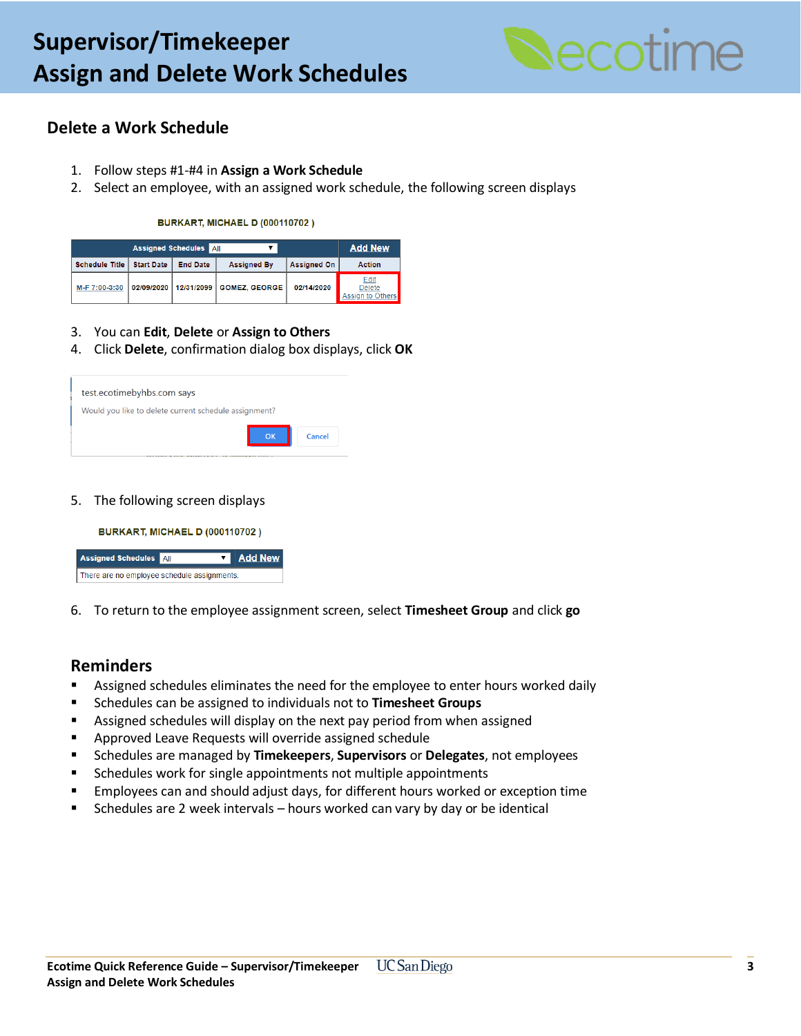## Delete a Work Schedule

1. Follow steps #1-#4 in **Assign a Work Schedule**
2. Select an employee, with an assigned work schedule, the following screen displays

BURKART, MICHAEL D (000110702 )

| Assigned Schedules All | | | | | Add New |
|---|---|---|---|---|---|
| Schedule Title | Start Date | End Date | Assigned By | Assigned On | Action |
| M-F 7:00-3:30 | 02/09/2020 | 12/31/2099 | GOMEZ, GEORGE | 02/14/2020 | Edit Delete Assign to Others |

3. You can **Edit**, **Delete** or **Assign to Others**
4. Click **Delete**, confirmation dialog box displays, click **OK**

test.ecotimebyhbs.com says

Would you like to delete current schedule assignment?

OK Cancel

5. The following screen displays

BURKART, MICHAEL D (000110702 )

| Assigned Schedules All | Add New |
|---|---|
| There are no employee schedule assignments. | |

6. To return to the employee assignment screen, select **Timesheet Group** and click **go**

## Reminders

- Assigned schedules eliminates the need for the employee to enter hours worked daily
- Schedules can be assigned to individuals not to **Timesheet Groups**
- Assigned schedules will display on the next pay period from when assigned
- Approved Leave Requests will override assigned schedule
- Schedules are managed by **Timekeepers**, **Supervisors** or **Delegates**, not employees
- Schedules work for single appointments not multiple appointments
- Employees can and should adjust days, for different hours worked or exception time
- Schedules are 2 week intervals – hours worked can vary by day or be identical